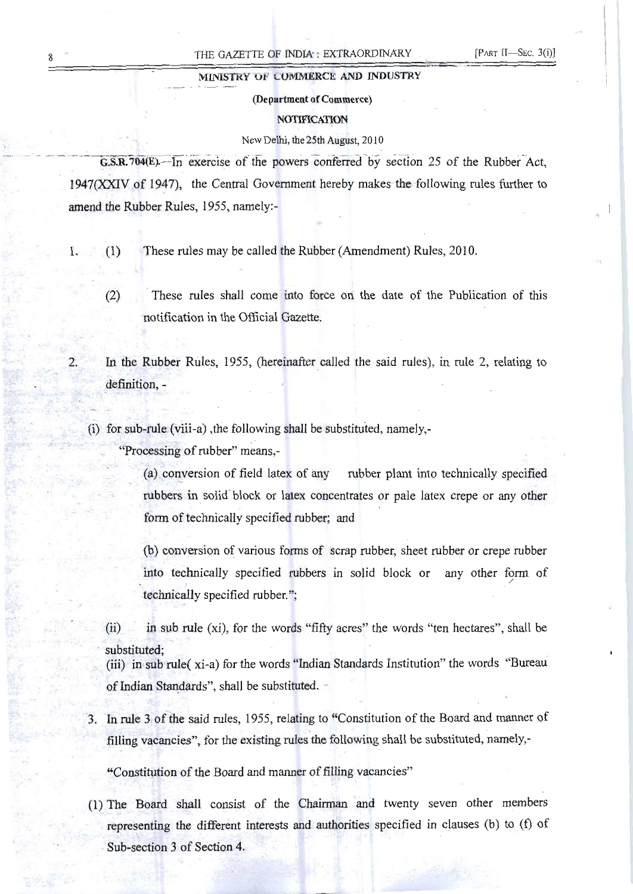## MINISTRY OF COMMERCE AND INDUSTRY

### (Department of Commerce)

### NOTIFICATION

New Delhi, the 25th August, 2010

**G.S.R. 704(E).**—In exercise of the powers conferred by section 25 of the Rubber Act, 1947(XXIV of 1947), the Central Government hereby makes the following rules further to amend the Rubber Rules, 1955, namely:-

1. (1) These rules may be called the Rubber (Amendment) Rules, 2010.

   (2) These rules shall come into force on the date of the Publication of this notification in the Official Gazette.

2. In the Rubber Rules, 1955, (hereinafter called the said rules), in rule 2, relating to definition, -

   (i) for sub-rule (viii-a) ,the following shall be substituted, namely,-

   "Processing of rubber" means,-

   (a) conversion of field latex of any rubber plant into technically specified rubbers in solid block or latex concentrates or pale latex crepe or any other form of technically specified rubber; and

   (b) conversion of various forms of scrap rubber, sheet rubber or crepe rubber into technically specified rubbers in solid block or any other form of technically specified rubber.";

   (ii) in sub rule (xi), for the words "fifty acres" the words "ten hectares", shall be substituted;

   (iii) in sub rule( xi-a) for the words "Indian Standards Institution" the words "Bureau of Indian Standards", shall be substituted.

3. In rule 3 of the said rules, 1955, relating to "Constitution of the Board and manner of filling vacancies", for the existing rules the following shall be substituted, namely,-

   "Constitution of the Board and manner of filling vacancies"

   (1) The Board shall consist of the Chairman and twenty seven other members representing the different interests and authorities specified in clauses (b) to (f) of Sub-section 3 of Section 4.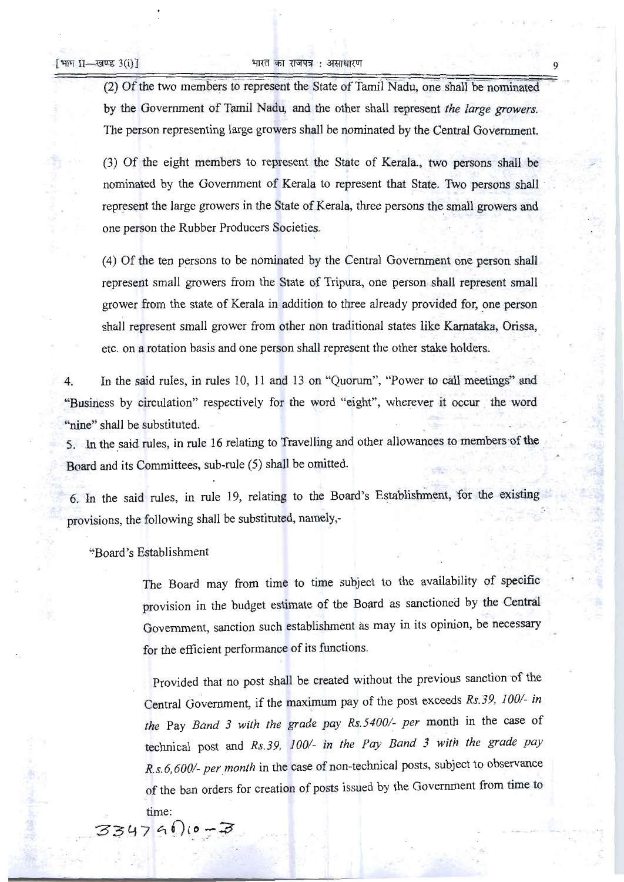(2) Of the two members to represent the State of Tamil Nadu, one shall be nominated by the Government of Tamil Nadu, and the other shall represent *the large growers.* The person representing large growers shall be nominated by the Central Government.

(3) Of the eight members to represent the State of Kerala., two persons shall be nominated by the Government of Kerala to represent that State. Two persons shall represent the large growers in the State of Kerala, three persons the small growers and one person the Rubber Producers Societies.

(4) Of the ten persons to be nominated by the Central Government one person shall represent small growers from the State of Tripura, one person shall represent small grower from the state of Kerala in addition to three already provided for, one person shall represent small grower from other non traditional states like Karnataka, Orissa, etc. on a rotation basis and one person shall represent the other stake holders.

4. In the said rules, in rules 10, 11 and 13 on "Quorum", "Power to call meetings" and "Business by circulation" respectively for the word "eight", wherever it occur the word "nine" shall be substituted.

5. In the said rules, in rule 16 relating to Travelling and other allowances to members of the Board and its Committees, sub-rule (5) shall be omitted.

6. In the said rules, in rule 19, relating to the Board's Establishment, for the existing provisions, the following shall be substituted, namely,-

"Board's Establishment

The Board may from time to time subject to the availability of specific provision in the budget estimate of the Board as sanctioned by the Central Government, sanction such establishment as may in its opinion, be necessary for the efficient performance of its functions.

Provided that no post shall be created without the previous sanction of the Central Government, if the maximum pay of the post exceeds *Rs.39, 100/- in the* Pay *Band 3 with the grade pay Rs.5400/- per* month in the case of technical post and *Rs.39, 100/- in the Pay Band 3 with the grade pay R.s.6,600/- per month* in the case of non-technical posts, subject to observance of the ban orders for creation of posts issued by the Government from time to time:

3347 GI)10—3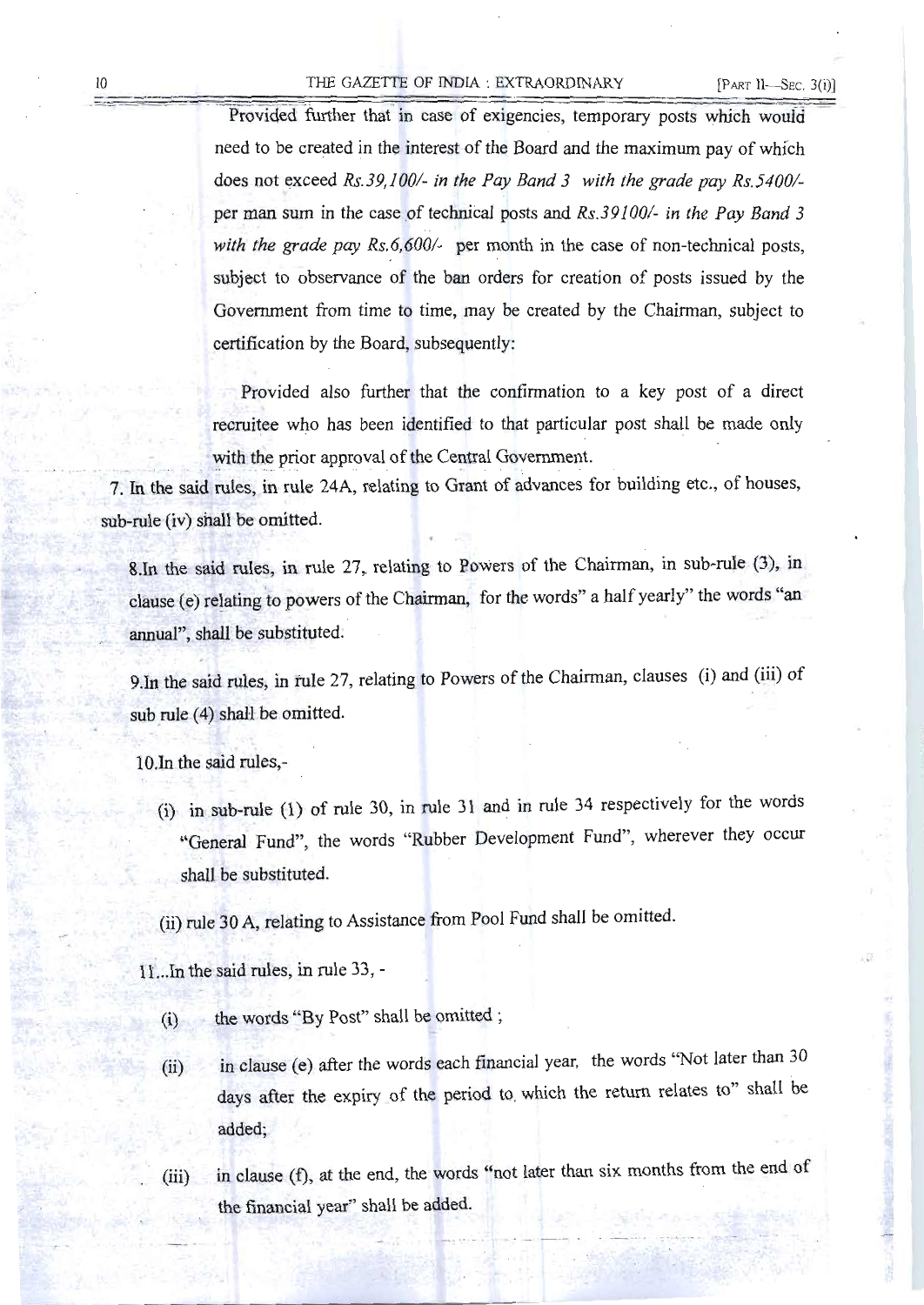Provided further that in case of exigencies, temporary posts which would need to be created in the interest of the Board and the maximum pay of which does not exceed *Rs.39,100/- in the Pay Band 3 with the grade pay Rs.5400/-* per man sum in the case of technical posts and *Rs.39100/- in the Pay Band 3 with the grade pay Rs.6,600/-* per month in the case of non-technical posts, subject to observance of the ban orders for creation of posts issued by the Government from time to time, may be created by the Chairman, subject to certification by the Board, subsequently:

Provided also further that the confirmation to a key post of a direct recruitee who has been identified to that particular post shall be made only with the prior approval of the Central Government.

7. In the said rules, in rule 24A, relating to Grant of advances for building etc., of houses, sub-rule (iv) shall be omitted.

8.In the said rules, in rule 27, relating to Powers of the Chairman, in sub-rule (3), in clause (e) relating to powers of the Chairman, for the words" a half yearly" the words "an annual", shall be substituted.

9.In the said rules, in rule 27, relating to Powers of the Chairman, clauses (i) and (iii) of sub rule (4) shall be omitted.

10.In the said rules,-

(i) in sub-rule (1) of rule 30, in rule 31 and in rule 34 respectively for the words "General Fund", the words "Rubber Development Fund", wherever they occur shall be substituted.

(ii) rule 30 A, relating to Assistance from Pool Fund shall be omitted.

11...In the said rules, in rule 33, -

(i) the words "By Post" shall be omitted ;

(ii) in clause (e) after the words each financial year, the words "Not later than 30 days after the expiry of the period to which the return relates to" shall be added;

(iii) in clause (f), at the end, the words "not later than six months from the end of the financial year" shall be added.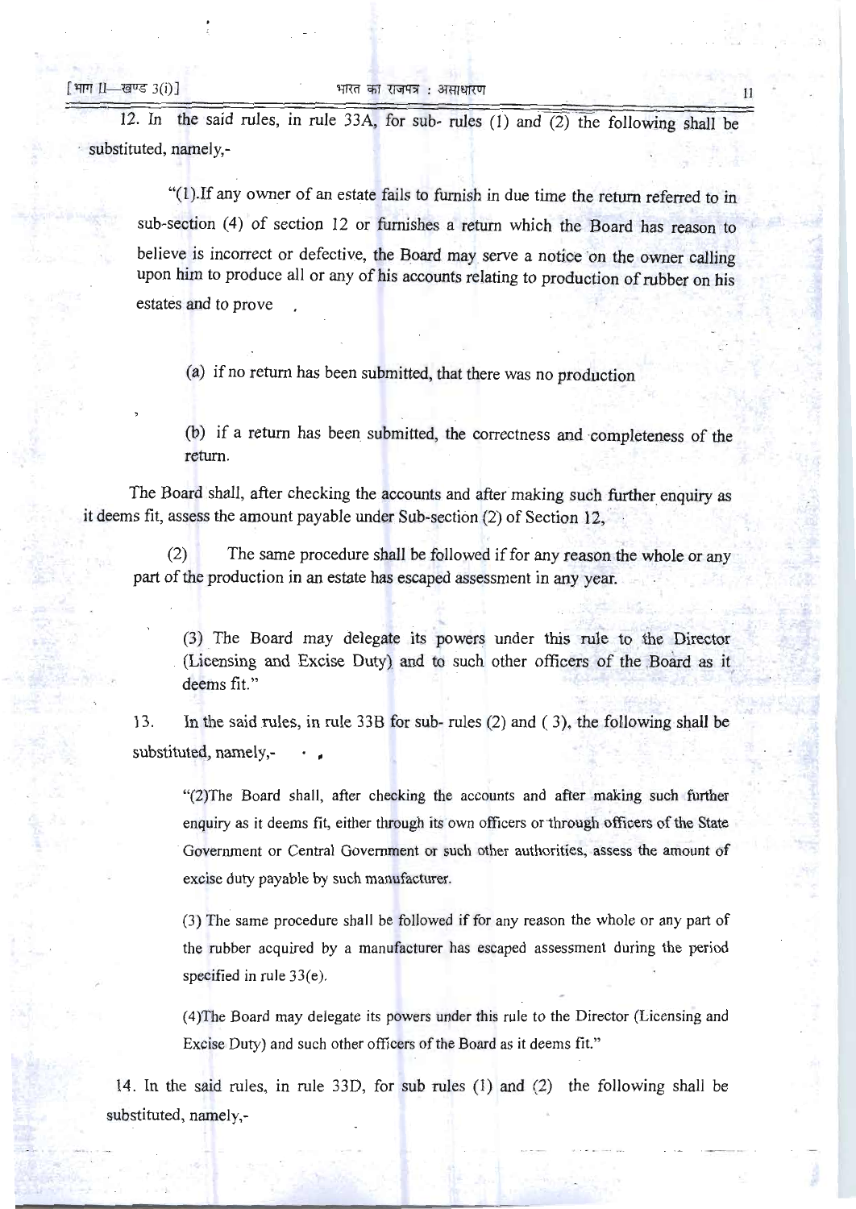12. In the said rules, in rule 33A, for sub- rules (1) and (2) the following shall be substituted, namely,-

> "(1).If any owner of an estate fails to furnish in due time the return referred to in sub-section (4) of section 12 or furnishes a return which the Board has reason to believe is incorrect or defective, the Board may serve a notice on the owner calling upon him to produce all or any of his accounts relating to production of rubber on his estates and to prove ,
>
> (a) if no return has been submitted, that there was no production
>
> (b) if a return has been submitted, the correctness and completeness of the return.
>
> The Board shall, after checking the accounts and after making such further enquiry as it deems fit, assess the amount payable under Sub-section (2) of Section 12,
>
> (2) The same procedure shall be followed if for any reason the whole or any part of the production in an estate has escaped assessment in any year.
>
> (3) The Board may delegate its powers under this rule to the Director (Licensing and Excise Duty) and to such other officers of the Board as it deems fit."

13. In the said rules, in rule 33B for sub- rules (2) and ( 3), the following shall be substituted, namely,-

> "(2)The Board shall, after checking the accounts and after making such further enquiry as it deems fit, either through its own officers or through officers of the State Government or Central Government or such other authorities, assess the amount of excise duty payable by such manufacturer.
>
> (3) The same procedure shall be followed if for any reason the whole or any part of the rubber acquired by a manufacturer has escaped assessment during the period specified in rule 33(e).
>
> (4)The Board may delegate its powers under this rule to the Director (Licensing and Excise Duty) and such other officers of the Board as it deems fit."

14. In the said rules, in rule 33D, for sub rules (1) and (2) the following shall be substituted, namely,-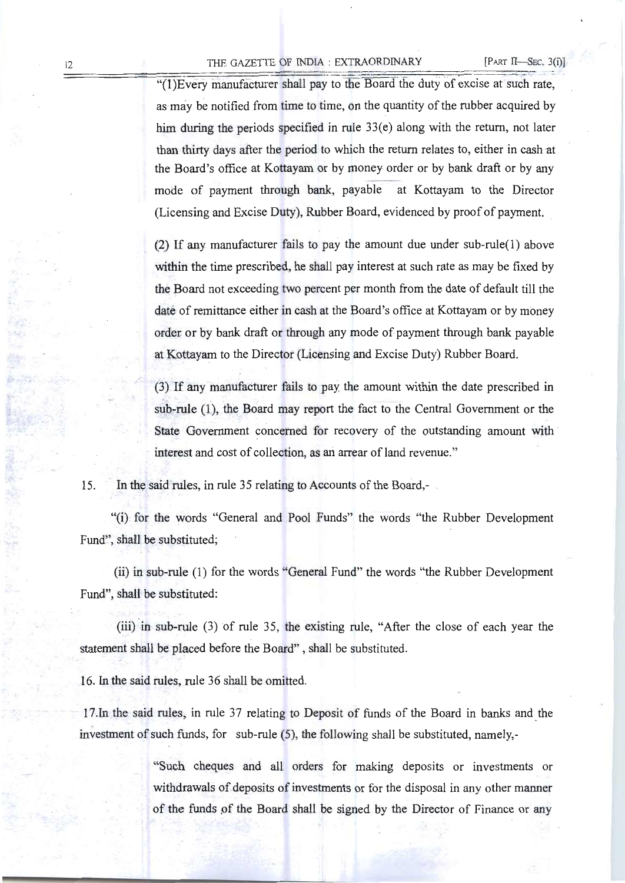"(1)Every manufacturer shall pay to the Board the duty of excise at such rate, as may be notified from time to time, on the quantity of the rubber acquired by him during the periods specified in rule 33(e) along with the return, not later than thirty days after the period to which the return relates to, either in cash at the Board's office at Kottayam or by money order or by bank draft or by any mode of payment through bank, payable at Kottayam to the Director (Licensing and Excise Duty), Rubber Board, evidenced by proof of payment.

(2) If any manufacturer fails to pay the amount due under sub-rule(1) above within the time prescribed, he shall pay interest at such rate as may be fixed by the Board not exceeding two percent per month from the date of default till the date of remittance either in cash at the Board's office at Kottayam or by money order or by bank draft or through any mode of payment through bank payable at Kottayam to the Director (Licensing and Excise Duty) Rubber Board.

(3) If any manufacturer fails to pay the amount within the date prescribed in sub-rule (1), the Board may report the fact to the Central Government or the State Government concerned for recovery of the outstanding amount with interest and cost of collection, as an arrear of land revenue."

15. In the said rules, in rule 35 relating to Accounts of the Board,-

"(i) for the words "General and Pool Funds" the words "the Rubber Development Fund", shall be substituted;

(ii) in sub-rule (1) for the words "General Fund" the words "the Rubber Development Fund", shall be substituted:

(iii) in sub-rule (3) of rule 35, the existing rule, "After the close of each year the statement shall be placed before the Board" , shall be substituted.

16. In the said rules, rule 36 shall be omitted.

17.In the said rules, in rule 37 relating to Deposit of funds of the Board in banks and the investment of such funds, for sub-rule (5), the following shall be substituted, namely,-

"Such cheques and all orders for making deposits or investments or withdrawals of deposits of investments or for the disposal in any other manner of the funds of the Board shall be signed by the Director of Finance or any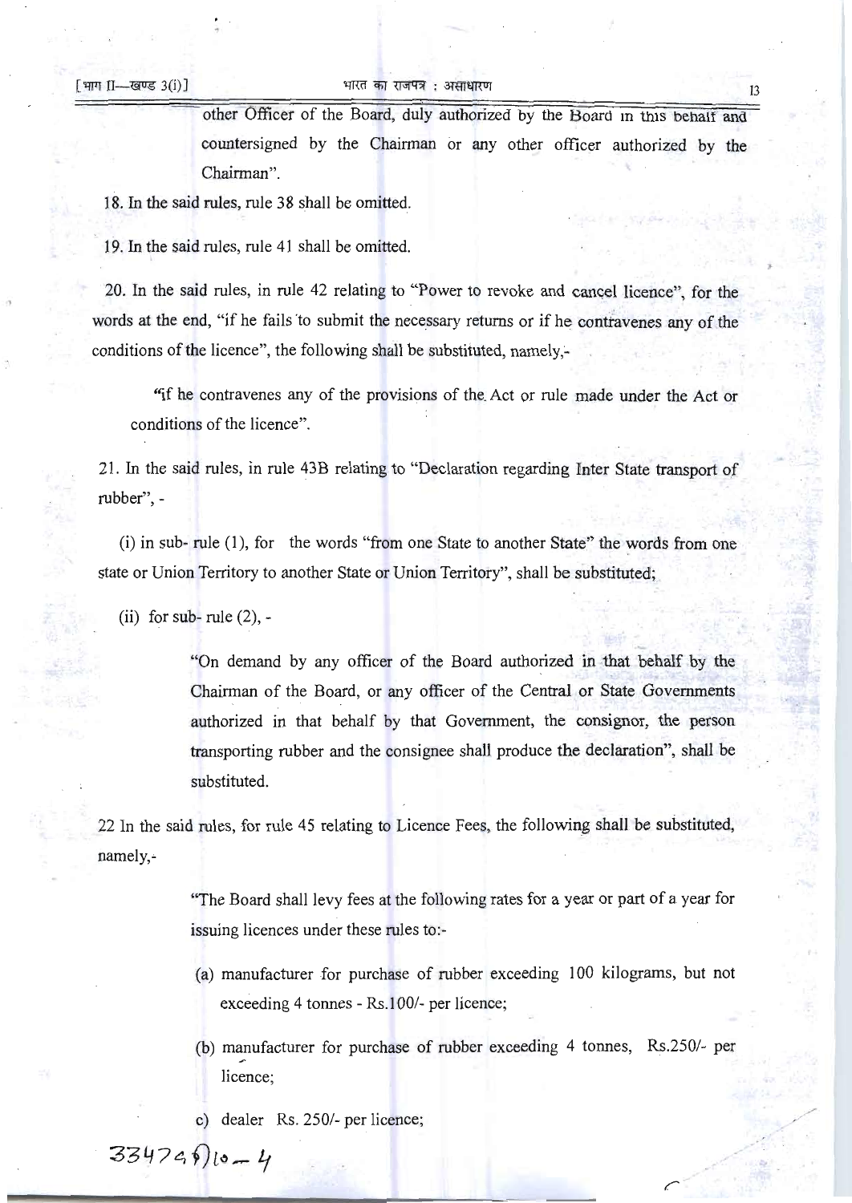other Officer of the Board, duly authorized by the Board in this behalf and countersigned by the Chairman or any other officer authorized by the Chairman".

18. In the said rules, rule 38 shall be omitted.

19. In the said rules, rule 41 shall be omitted.

20. In the said rules, in rule 42 relating to "Power to revoke and cancel licence", for the words at the end, "if he fails to submit the necessary returns or if he contravenes any of the conditions of the licence", the following shall be substituted, namely,-

"if he contravenes any of the provisions of the Act or rule made under the Act or conditions of the licence".

21. In the said rules, in rule 43B relating to "Declaration regarding Inter State transport of rubber", -

(i) in sub- rule (1), for the words "from one State to another State" the words from one state or Union Territory to another State or Union Territory", shall be substituted;

(ii) for sub- rule (2), -

"On demand by any officer of the Board authorized in that behalf by the Chairman of the Board, or any officer of the Central or State Governments authorized in that behalf by that Government, the consignor, the person transporting rubber and the consignee shall produce the declaration", shall be substituted.

22 In the said rules, for rule 45 relating to Licence Fees, the following shall be substituted, namely,-

"The Board shall levy fees at the following rates for a year or part of a year for issuing licences under these rules to:-

(a) manufacturer for purchase of rubber exceeding 100 kilograms, but not exceeding 4 tonnes - Rs.100/- per licence;

(b) manufacturer for purchase of rubber exceeding 4 tonnes, Rs.250/- per licence;

c) dealer Rs. 250/- per licence;

33474910—4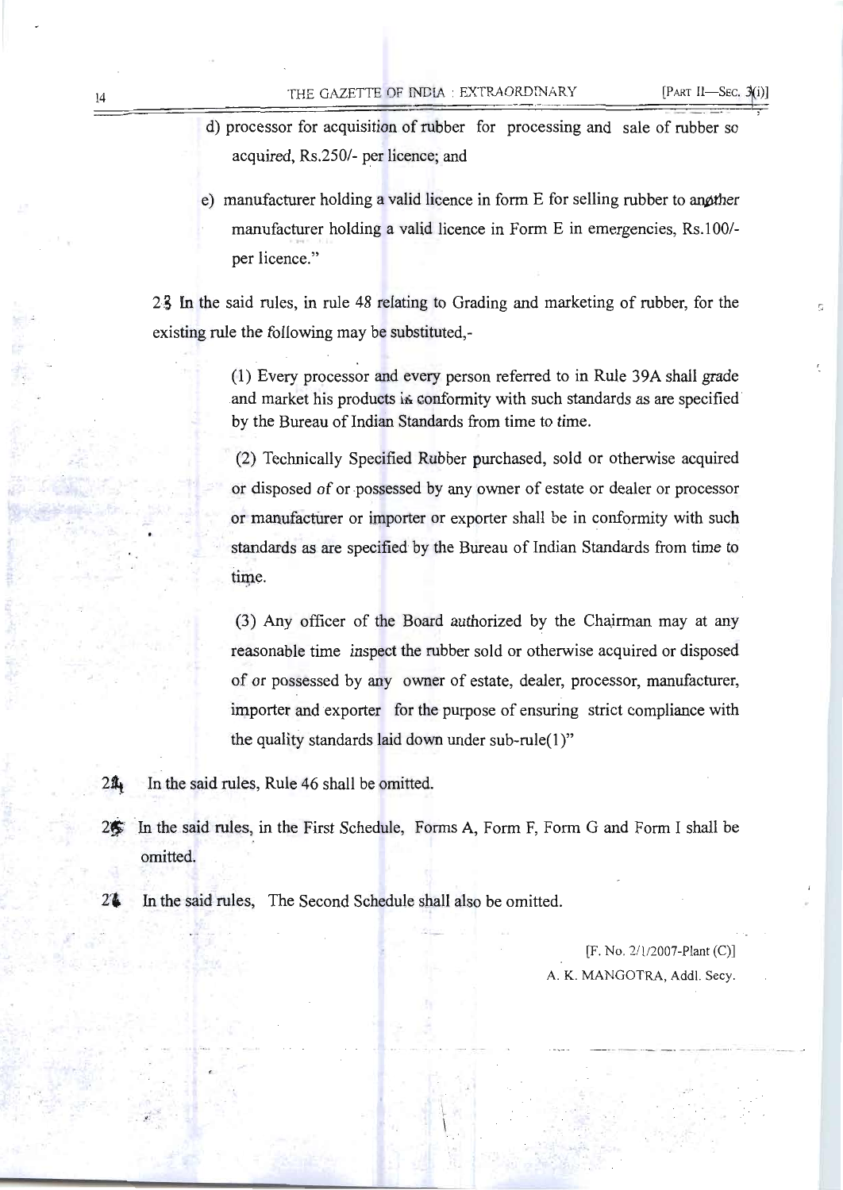d) processor for acquisition of rubber for processing and sale of rubber so acquired, Rs.250/- per licence; and

e) manufacturer holding a valid licence in form E for selling rubber to another manufacturer holding a valid licence in Form E in emergencies, Rs.100/- per licence."

23 In the said rules, in rule 48 relating to Grading and marketing of rubber, for the existing rule the following may be substituted,-

> (1) Every processor and every person referred to in Rule 39A shall grade and market his products in conformity with such standards as are specified by the Bureau of Indian Standards from time to time.
>
> (2) Technically Specified Rubber purchased, sold or otherwise acquired or disposed of or possessed by any owner of estate or dealer or processor or manufacturer or importer or exporter shall be in conformity with such standards as are specified by the Bureau of Indian Standards from time to time.
>
> (3) Any officer of the Board authorized by the Chairman may at any reasonable time inspect the rubber sold or otherwise acquired or disposed of or possessed by any owner of estate, dealer, processor, manufacturer, importer and exporter for the purpose of ensuring strict compliance with the quality standards laid down under sub-rule(1)"

24 In the said rules, Rule 46 shall be omitted.

25 In the said rules, in the First Schedule, Forms A, Form F, Form G and Form I shall be omitted.

26 In the said rules, The Second Schedule shall also be omitted.

[F. No. 2/1/2007-Plant (C)]

A. K. MANGOTRA, Addl. Secy.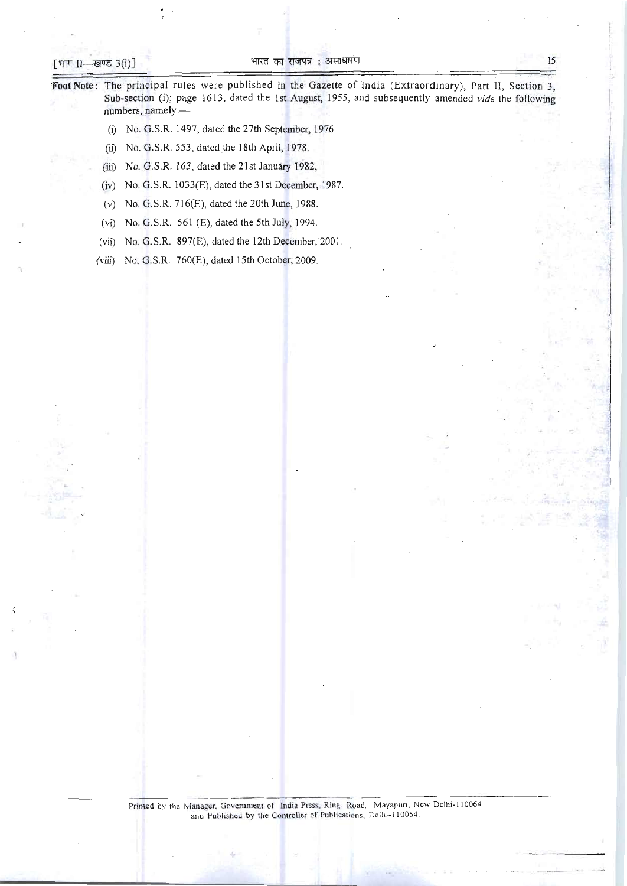**Foot Note**: The principal rules were published in the Gazette of India (Extraordinary), Part II, Section 3, Sub-section (i); page 1613, dated the 1st August, 1955, and subsequently amended *vide* the following numbers, namely:—

(i) No. G.S.R. 1497, dated the 27th September, 1976.

(ii) No. G.S.R. 553, dated the 18th April, 1978.

(iii) No. G.S.R. 163, dated the 21st January 1982,

(iv) No. G.S.R. 1033(E), dated the 31st December, 1987.

(v) No. G.S.R. 716(E), dated the 20th June, 1988.

(vi) No. G.S.R. 561 (E), dated the 5th July, 1994.

(vii) No. G.S.R. 897(E), dated the 12th December, 2001.

(viii) No. G.S.R. 760(E), dated 15th October, 2009.

Printed by the Manager, Government of India Press, Ring Road, Mayapuri, New Delhi-110064 and Published by the Controller of Publications, Delhi-110054.